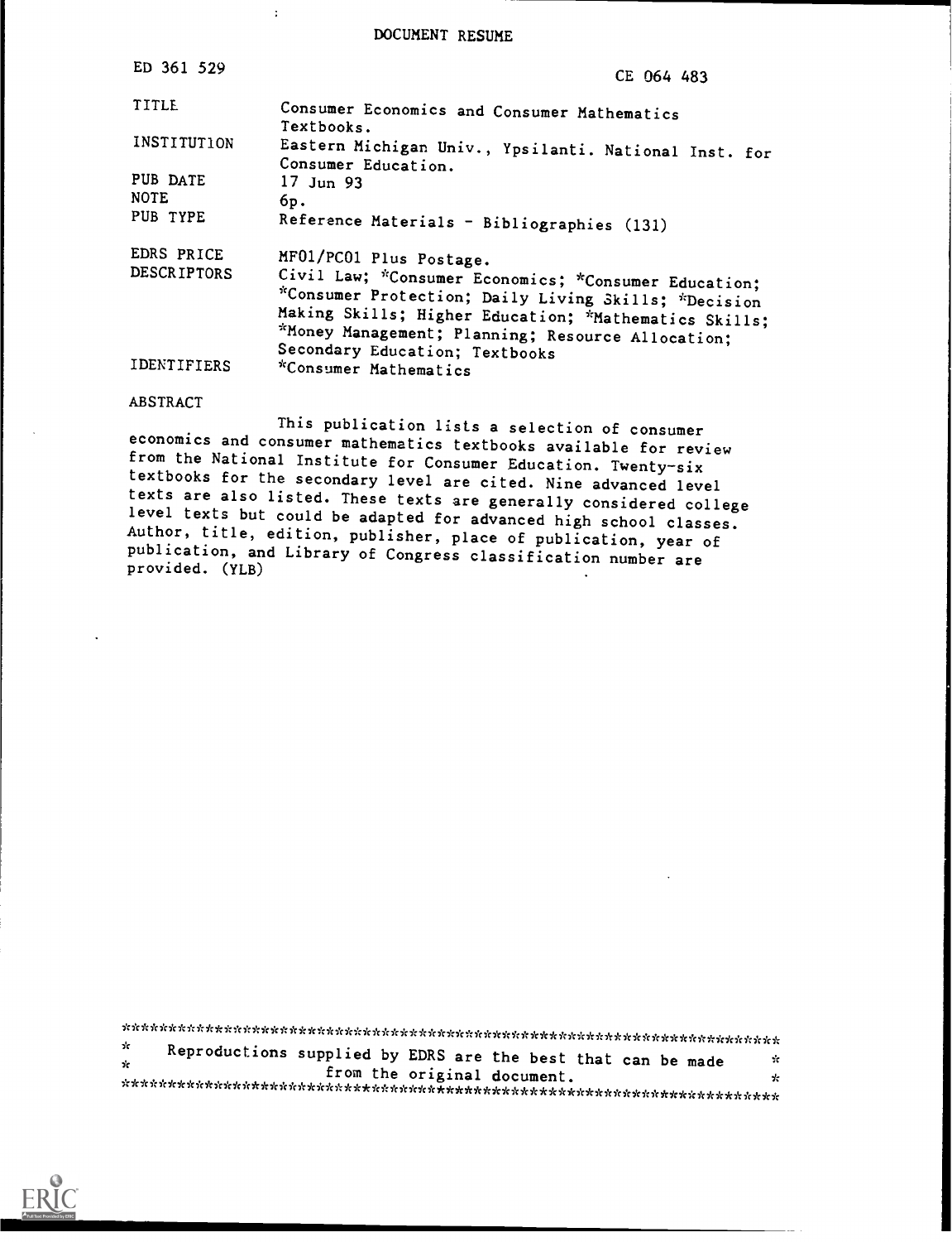# DOCUMENT RESUME

| | |
|---|---|
| ED 361 529 | CE 064 483 |
| TITLE | Consumer Economics and Consumer Mathematics Textbooks. |
| INSTITUTION | Eastern Michigan Univ., Ypsilanti. National Inst. for Consumer Education. |
| PUB DATE | 17 Jun 93 |
| NOTE | 6p. |
| PUB TYPE | Reference Materials - Bibliographies (131) |
| EDRS PRICE | MF01/PC01 Plus Postage. |
| DESCRIPTORS | Civil Law; *Consumer Economics; *Consumer Education; *Consumer Protection; Daily Living Skills; *Decision Making Skills; Higher Education; *Mathematics Skills; *Money Management; Planning; Resource Allocation; Secondary Education; Textbooks |
| IDENTIFIERS | *Consumer Mathematics |

ABSTRACT

This publication lists a selection of consumer economics and consumer mathematics textbooks available for review from the National Institute for Consumer Education. Twenty-six textbooks for the secondary level are cited. Nine advanced level texts are also listed. These texts are generally considered college level texts but could be adapted for advanced high school classes. Author, title, edition, publisher, place of publication, year of publication, and Library of Congress classification number are provided. (YLB)

***********************************************************************
* Reproductions supplied by EDRS are the best that can be made *
* from the original document. *
***********************************************************************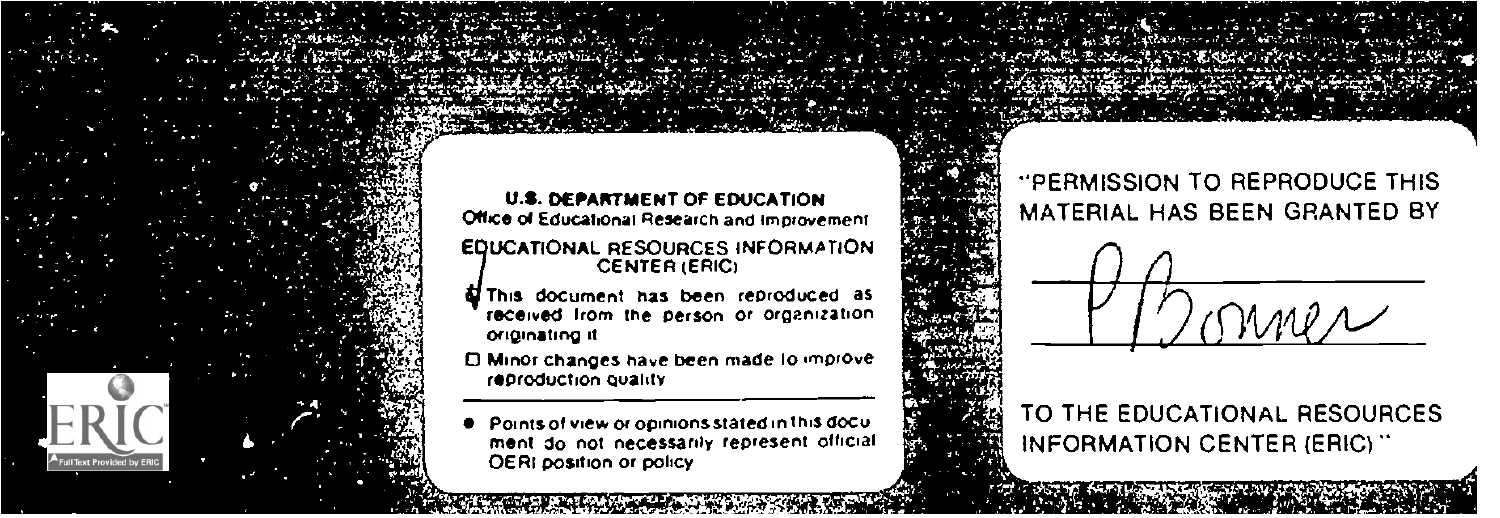**U.S. DEPARTMENT OF EDUCATION**
Office of Educational Research and Improvement

EDUCATIONAL RESOURCES INFORMATION CENTER (ERIC)

- [x] This document has been reproduced as received from the person or organization originating it
- [ ] Minor changes have been made to improve reproduction quality

- Points of view or opinions stated in this document do not necessarily represent official OERI position or policy

"PERMISSION TO REPRODUCE THIS MATERIAL HAS BEEN GRANTED BY

P Bonner

TO THE EDUCATIONAL RESOURCES INFORMATION CENTER (ERIC)"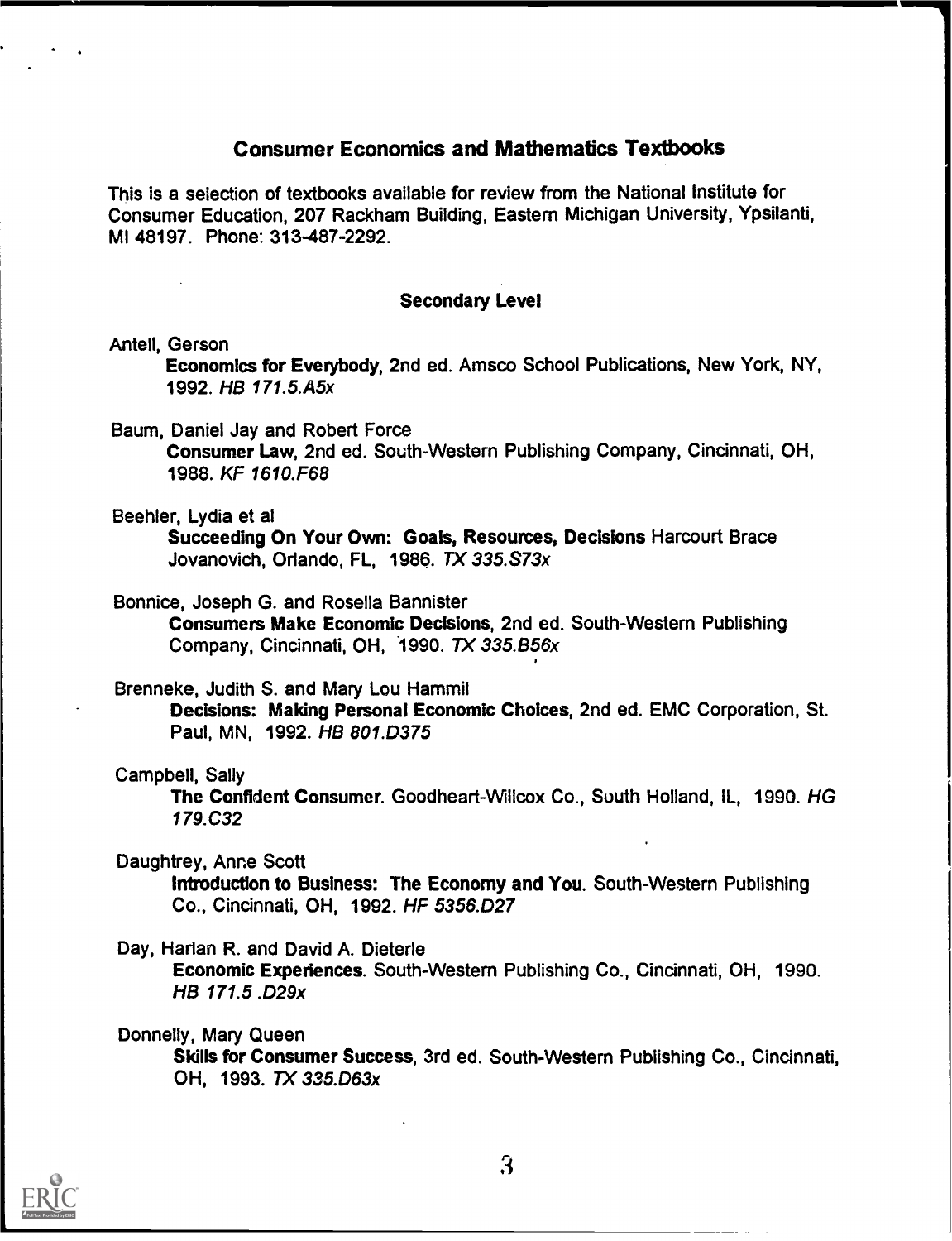## Consumer Economics and Mathematics Textbooks

This is a selection of textbooks available for review from the National Institute for Consumer Education, 207 Rackham Building, Eastern Michigan University, Ypsilanti, MI 48197. Phone: 313-487-2292.

### Secondary Level

Antell, Gerson
**Economics for Everybody**, 2nd ed. Amsco School Publications, New York, NY, 1992. *HB 171.5.A5x*

Baum, Daniel Jay and Robert Force
**Consumer Law**, 2nd ed. South-Western Publishing Company, Cincinnati, OH, 1988. *KF 1610.F68*

Beehler, Lydia et al
**Succeeding On Your Own: Goals, Resources, Decisions** Harcourt Brace Jovanovich, Orlando, FL, 1986. *TX 335.S73x*

Bonnice, Joseph G. and Rosella Bannister
**Consumers Make Economic Decisions**, 2nd ed. South-Western Publishing Company, Cincinnati, OH, 1990. *TX 335.B56x*

Brenneke, Judith S. and Mary Lou Hammil
**Decisions: Making Personal Economic Choices**, 2nd ed. EMC Corporation, St. Paul, MN, 1992. *HB 801.D375*

Campbell, Sally
**The Confident Consumer**. Goodheart-Willcox Co., South Holland, IL, 1990. *HG 179.C32*

Daughtrey, Anne Scott
**Introduction to Business: The Economy and You**. South-Western Publishing Co., Cincinnati, OH, 1992. *HF 5356.D27*

Day, Harlan R. and David A. Dieterle
**Economic Experiences**. South-Western Publishing Co., Cincinnati, OH, 1990. *HB 171.5 .D29x*

Donnelly, Mary Queen
**Skills for Consumer Success**, 3rd ed. South-Western Publishing Co., Cincinnati, OH, 1993. *TX 335.D63x*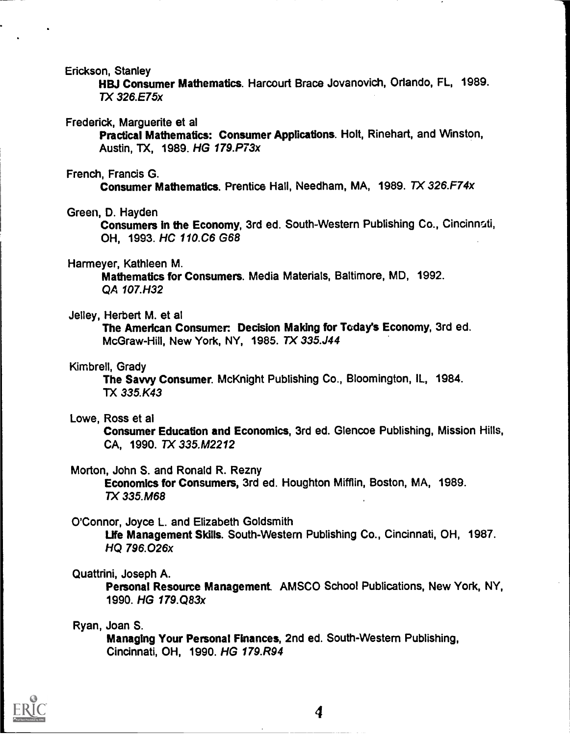Erickson, Stanley

**HBJ Consumer Mathematics**. Harcourt Brace Jovanovich, Orlando, FL, 1989. *TX 326.E75x*

Frederick, Marguerite et al

**Practical Mathematics: Consumer Applications**. Holt, Rinehart, and Winston, Austin, TX, 1989. *HG 179.P73x*

French, Francis G.

**Consumer Mathematics**. Prentice Hall, Needham, MA, 1989. *TX 326.F74x*

Green, D. Hayden

**Consumers in the Economy**, 3rd ed. South-Western Publishing Co., Cincinnati, OH, 1993. *HC 110.C6 G68*

Harmeyer, Kathleen M.

**Mathematics for Consumers**. Media Materials, Baltimore, MD, 1992. *QA 107.H32*

Jelley, Herbert M. et al

**The American Consumer: Decision Making for Today's Economy**, 3rd ed. McGraw-Hill, New York, NY, 1985. *TX 335.J44*

Kimbrell, Grady

**The Savvy Consumer**. McKnight Publishing Co., Bloomington, IL, 1984. TX *335.K43*

Lowe, Ross et al

**Consumer Education and Economics**, 3rd ed. Glencoe Publishing, Mission Hills, CA, 1990. *TX 335.M2212*

Morton, John S. and Ronald R. Rezny

**Economics for Consumers**, 3rd ed. Houghton Mifflin, Boston, MA, 1989. *TX 335.M68*

O'Connor, Joyce L. and Elizabeth Goldsmith

**Life Management Skills**. South-Western Publishing Co., Cincinnati, OH, 1987. *HQ 796.O26x*

Quattrini, Joseph A.

**Personal Resource Management**. AMSCO School Publications, New York, NY, 1990. *HG 179.Q83x*

Ryan, Joan S.

**Managing Your Personal Finances**, 2nd ed. South-Western Publishing, Cincinnati, OH, 1990. *HG 179.R94*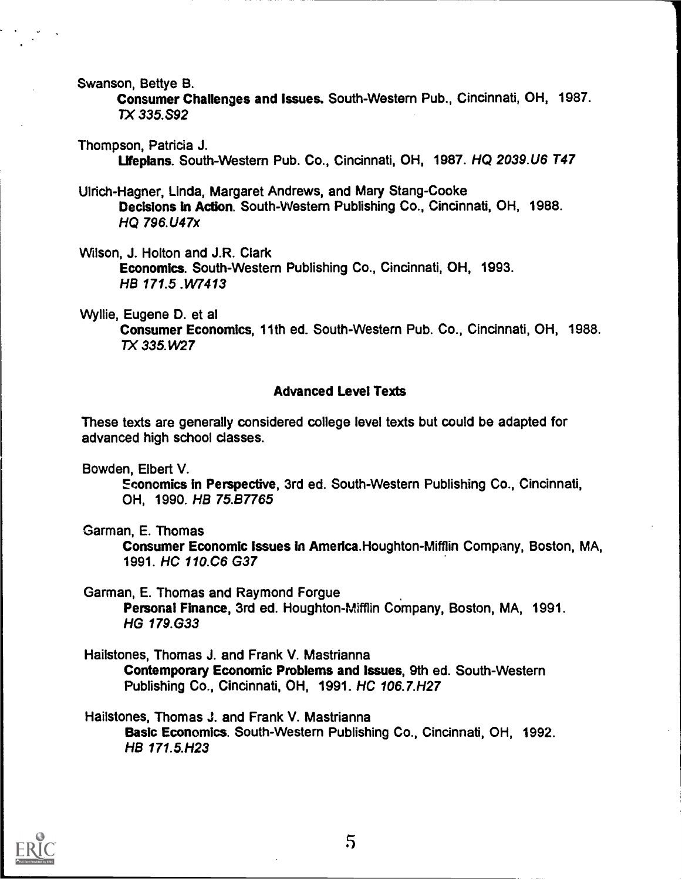Swanson, Bettye B.
**Consumer Challenges and Issues.** South-Western Pub., Cincinnati, OH, 1987. *TX 335.S92*

Thompson, Patricia J.
**Lifeplans.** South-Western Pub. Co., Cincinnati, OH, 1987. *HQ 2039.U6 T47*

Ulrich-Hagner, Linda, Margaret Andrews, and Mary Stang-Cooke
**Decisions in Action.** South-Western Publishing Co., Cincinnati, OH, 1988. *HQ 796.U47x*

Wilson, J. Holton and J.R. Clark
**Economics.** South-Western Publishing Co., Cincinnati, OH, 1993. *HB 171.5 .W7413*

Wyllie, Eugene D. et al
**Consumer Economics**, 11th ed. South-Western Pub. Co., Cincinnati, OH, 1988. *TX 335.W27*

### Advanced Level Texts

These texts are generally considered college level texts but could be adapted for advanced high school classes.

Bowden, Elbert V.
**Economics in Perspective**, 3rd ed. South-Western Publishing Co., Cincinnati, OH, 1990. *HB 75.B7765*

Garman, E. Thomas
**Consumer Economic Issues in America.**Houghton-Mifflin Company, Boston, MA, 1991. *HC 110.C6 G37*

Garman, E. Thomas and Raymond Forgue
**Personal Finance**, 3rd ed. Houghton-Mifflin Company, Boston, MA, 1991. *HG 179.G33*

Hailstones, Thomas J. and Frank V. Mastrianna
**Contemporary Economic Problems and Issues**, 9th ed. South-Western Publishing Co., Cincinnati, OH, 1991. *HC 106.7.H27*

Hailstones, Thomas J. and Frank V. Mastrianna
**Basic Economics.** South-Western Publishing Co., Cincinnati, OH, 1992. *HB 171.5.H23*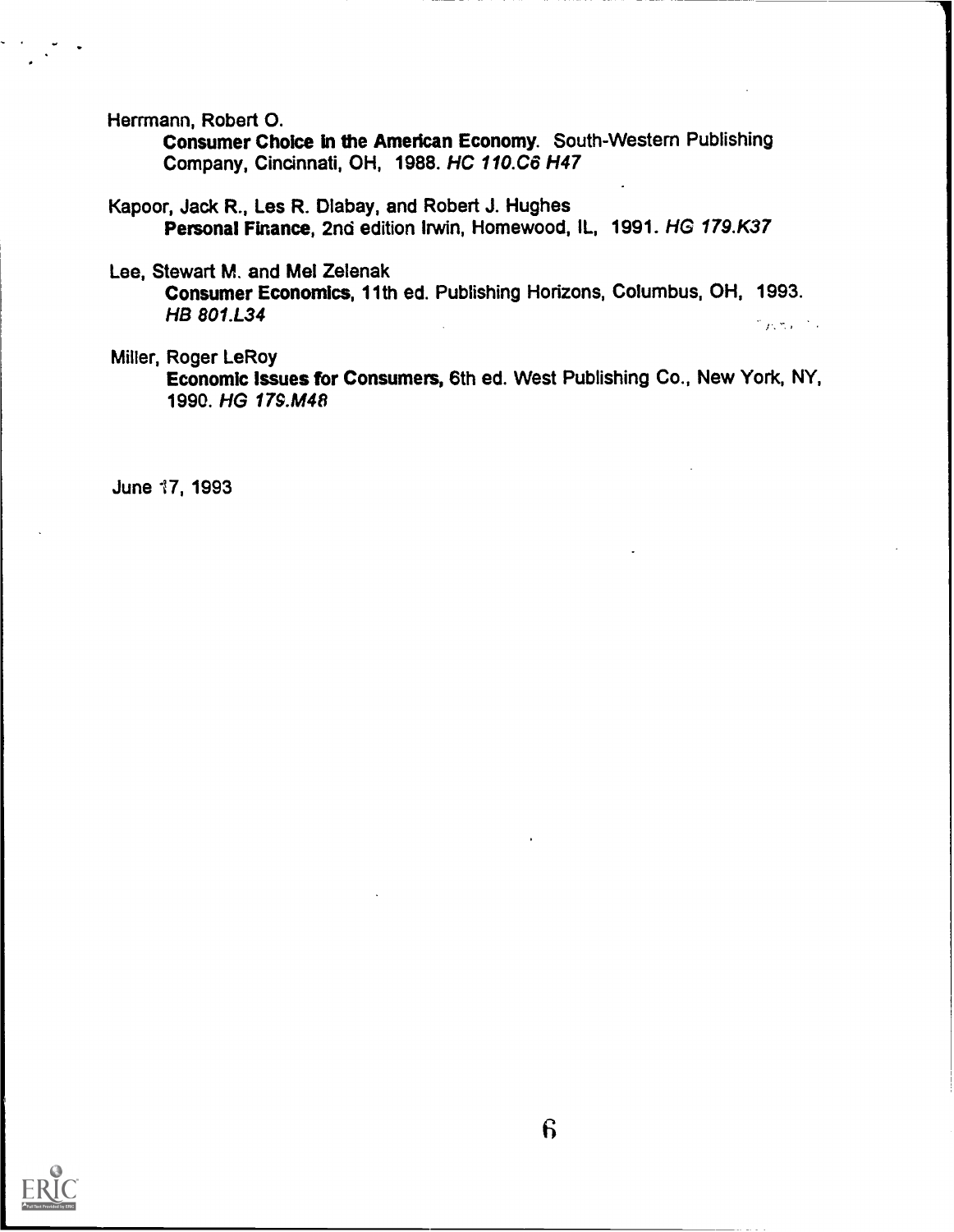Herrmann, Robert O.

**Consumer Choice in the American Economy**. South-Western Publishing Company, Cincinnati, OH, 1988. *HC 110.C6 H47*

Kapoor, Jack R., Les R. Dlabay, and Robert J. Hughes

**Personal Finance**, 2nd edition Irwin, Homewood, IL, 1991. *HG 179.K37*

Lee, Stewart M. and Mel Zelenak

**Consumer Economics**, 11th ed. Publishing Horizons, Columbus, OH, 1993. *HB 801.L34*

Miller, Roger LeRoy

**Economic Issues for Consumers**, 6th ed. West Publishing Co., New York, NY, 1990. *HG 179.M48*

June 17, 1993